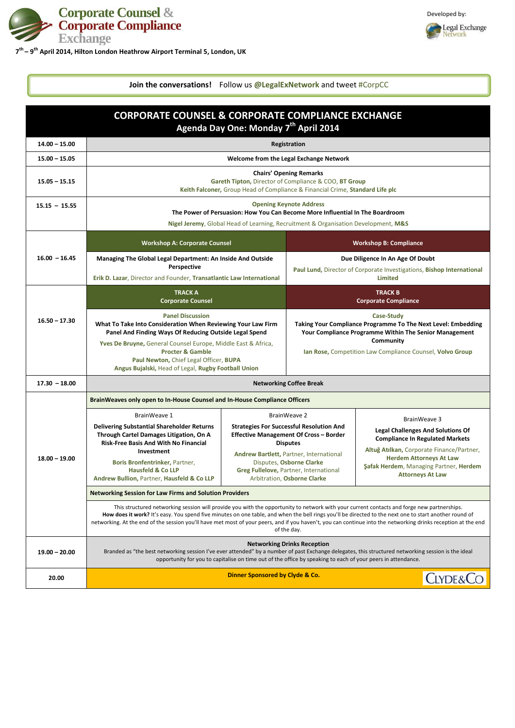# Corporate Counsel & Corporate Compliance Exchange

Developed by: Legal Exchange Network

7th – 9th April 2014, Hilton London Heathrow Airport Terminal 5, London, UK

**Join the conversations!** Follow us **@LegalExNetwork** and tweet #CorpCC

## CORPORATE COUNSEL & CORPORATE COMPLIANCE EXCHANGE
### Agenda Day One: Monday 7th April 2014

| Time | Session |
|---|---|
| **14.00 – 15.00** | **Registration** |
| **15.00 – 15.05** | **Welcome from the Legal Exchange Network** |
| **15.05 – 15.15** | **Chairs' Opening Remarks**<br>**Gareth Tipton,** Director of Compliance & COO, **BT Group**<br>**Keith Falconer,** Group Head of Compliance & Financial Crime, **Standard Life plc** |
| **15.15 – 15.55** | **Opening Keynote Address**<br>**The Power of Persuasion: How You Can Become More Influential In The Boardroom**<br>**Nigel Jeremy**, Global Head of Learning, Recruitment & Organisation Development, **M&S** |

| Time | Workshop A: Corporate Counsel | Workshop B: Compliance |
|---|---|---|
| **16.00 – 16.45** | **Managing The Global Legal Department: An Inside And Outside Perspective**<br>**Erik D. Lazar**, Director and Founder, **Transatlantic Law International** | **Due Diligence In An Age Of Doubt**<br>**Paul Lund,** Director of Corporate Investigations, **Bishop International Limited** |

| Time | TRACK A Corporate Counsel | TRACK B Corporate Compliance |
|---|---|---|
| **16.50 – 17.30** | **Panel Discussion**<br>**What To Take Into Consideration When Reviewing Your Law Firm Panel And Finding Ways Of Reducing Outside Legal Spend**<br>**Yves De Bruyne,** General Counsel Europe, Middle East & Africa, **Procter & Gamble**<br>**Paul Newton,** Chief Legal Officer, **BUPA**<br>**Angus Bujalski,** Head of Legal, **Rugby Football Union** | **Case-Study**<br>**Taking Your Compliance Programme To The Next Level: Embedding Your Compliance Programme Within The Senior Management Community**<br>**Ian Rose,** Competition Law Compliance Counsel, **Volvo Group** |

| Time | Session |
|---|---|
| **17.30 – 18.00** | **Networking Coffee Break** |

**18.00 – 19.00**

**BrainWeaves only open to In-House Counsel and In-House Compliance Officers**

| BrainWeave 1 | BrainWeave 2 | BrainWeave 3 |
|---|---|---|
| **Delivering Substantial Shareholder Returns Through Cartel Damages Litigation, On A Risk-Free Basis And With No Financial Investment**<br>**Boris Bronfentrinker,** Partner, **Hausfeld & Co LLP**<br>**Andrew Bullion,** Partner, **Hausfeld & Co LLP** | **Strategies For Successful Resolution And Effective Management Of Cross – Border Disputes**<br>**Andrew Bartlett,** Partner, International Disputes, **Osborne Clarke**<br>**Greg Fullelove,** Partner, International Arbitration, **Osborne Clarke** | **Legal Challenges And Solutions Of Compliance In Regulated Markets**<br>**Altuğ Atılkan,** Corporate Finance/Partner, **Herdem Attorneys At Law**<br>**Şafak Herdem**, Managing Partner, **Herdem Attorneys At Law** |

**Networking Session for Law Firms and Solution Providers**

This structured networking session will provide you with the opportunity to network with your current contacts and forge new partnerships. **How does it work?** It's easy. You spend five minutes on one table, and when the bell rings you'll be directed to the next one to start another round of networking. At the end of the session you'll have met most of your peers, and if you haven't, you can continue into the networking drinks reception at the end of the day.

| Time | Session |
|---|---|
| **19.00 – 20.00** | **Networking Drinks Reception**<br>Branded as "the best networking session I've ever attended" by a number of past Exchange delegates, this structured networking session is the ideal opportunity for you to capitalise on time out of the office by speaking to each of your peers in attendance. |
| **20.00** | **Dinner Sponsored by Clyde & Co.** |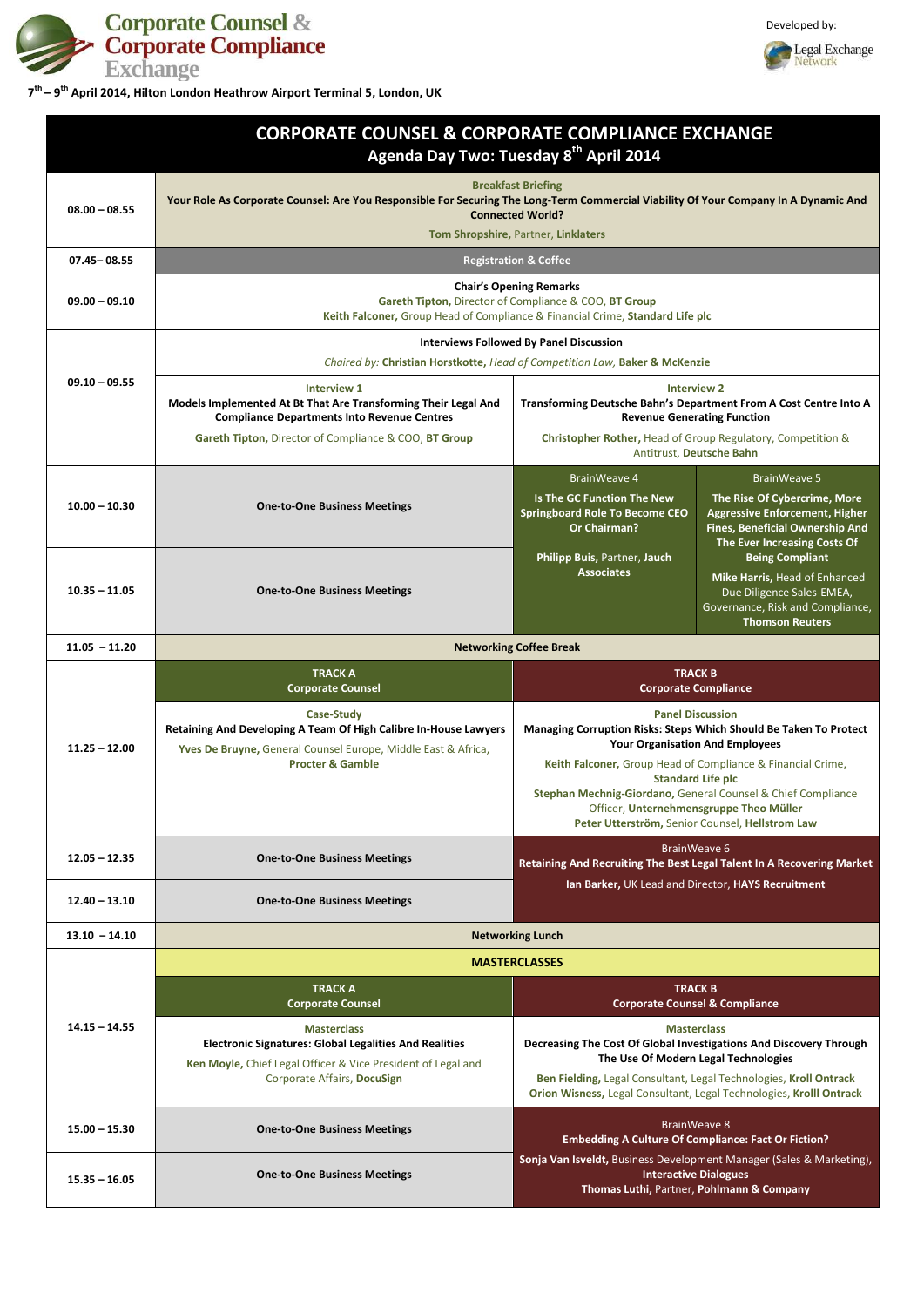**Corporate Counsel & Corporate Compliance Exchange**

Developed by: Legal Exchange Network

**7th – 9th April 2014, Hilton London Heathrow Airport Terminal 5, London, UK**

# CORPORATE COUNSEL & CORPORATE COMPLIANCE EXCHANGE

## Agenda Day Two: Tuesday 8th April 2014

| Time | Session | |
|---|---|---|
| 08.00 – 08.55 | **Breakfast Briefing**<br>**Your Role As Corporate Counsel: Are You Responsible For Securing The Long-Term Commercial Viability Of Your Company In A Dynamic And Connected World?**<br>**Tom Shropshire,** Partner, **Linklaters** | |
| 07.45– 08.55 | **Registration & Coffee** | |
| 09.00 – 09.10 | **Chair's Opening Remarks**<br>**Gareth Tipton,** Director of Compliance & COO, **BT Group**<br>**Keith Falconer,** Group Head of Compliance & Financial Crime, **Standard Life plc** | |
| 09.10 – 09.55 | **Interviews Followed By Panel Discussion**<br>*Chaired by:* ***Christian Horstkotte,*** *Head of Competition Law,* ***Baker & McKenzie*** | |
| | **Interview 1**<br>**Models Implemented At Bt That Are Transforming Their Legal And Compliance Departments Into Revenue Centres**<br>**Gareth Tipton,** Director of Compliance & COO, **BT Group** | **Interview 2**<br>**Transforming Deutsche Bahn's Department From A Cost Centre Into A Revenue Generating Function**<br>**Christopher Rother,** Head of Group Regulatory, Competition & Antitrust, **Deutsche Bahn** |
| 10.00 – 10.30 | **One-to-One Business Meetings** | BrainWeave 4<br>**Is The GC Function The New Springboard Role To Become CEO Or Chairman?**<br>**Philipp Buis,** Partner, **Jauch Associates**<br><br>BrainWeave 5<br>**The Rise Of Cybercrime, More Aggressive Enforcement, Higher Fines, Beneficial Ownership And The Ever Increasing Costs Of Being Compliant**<br>**Mike Harris,** Head of Enhanced Due Diligence Sales-EMEA, Governance, Risk and Compliance, **Thomson Reuters** |
| 10.35 – 11.05 | **One-to-One Business Meetings** | |
| 11.05 – 11.20 | **Networking Coffee Break** | |
| 11.25 – 12.00 | **TRACK A**<br>**Corporate Counsel**<br><br>**Case-Study**<br>**Retaining And Developing A Team Of High Calibre In-House Lawyers**<br>**Yves De Bruyne,** General Counsel Europe, Middle East & Africa, **Procter & Gamble** | **TRACK B**<br>**Corporate Compliance**<br><br>**Panel Discussion**<br>**Managing Corruption Risks: Steps Which Should Be Taken To Protect Your Organisation And Employees**<br>**Keith Falconer,** Group Head of Compliance & Financial Crime, **Standard Life plc**<br>**Stephan Mechnig-Giordano,** General Counsel & Chief Compliance Officer, **Unternehmensgruppe Theo Müller**<br>**Peter Utterström,** Senior Counsel, **Hellstrom Law** |
| 12.05 – 12.35 | **One-to-One Business Meetings** | BrainWeave 6<br>**Retaining And Recruiting The Best Legal Talent In A Recovering Market**<br>**Ian Barker,** UK Lead and Director, **HAYS Recruitment** |
| 12.40 – 13.10 | **One-to-One Business Meetings** | |
| 13.10 – 14.10 | **Networking Lunch** | |
| 14.15 – 14.55 | **MASTERCLASSES** | |
| | **TRACK A**<br>**Corporate Counsel**<br><br>**Masterclass**<br>**Electronic Signatures: Global Legalities And Realities**<br>**Ken Moyle,** Chief Legal Officer & Vice President of Legal and Corporate Affairs, **DocuSign** | **TRACK B**<br>**Corporate Counsel & Compliance**<br><br>**Masterclass**<br>**Decreasing The Cost Of Global Investigations And Discovery Through The Use Of Modern Legal Technologies**<br>**Ben Fielding,** Legal Consultant, Legal Technologies, **Kroll Ontrack**<br>**Orion Wisness,** Legal Consultant, Legal Technologies, **Krolll Ontrack** |
| 15.00 – 15.30 | **One-to-One Business Meetings** | BrainWeave 8<br>**Embedding A Culture Of Compliance: Fact Or Fiction?**<br>**Sonja Van Isveldt,** Business Development Manager (Sales & Marketing), **Interactive Dialogues**<br>**Thomas Luthi,** Partner, **Pohlmann & Company** |
| 15.35 – 16.05 | **One-to-One Business Meetings** | |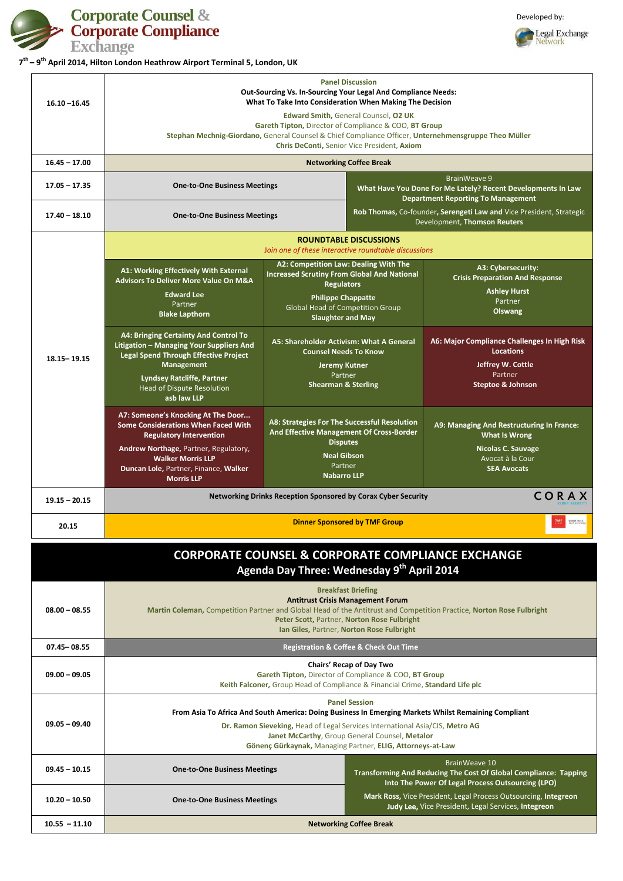# Corporate Counsel & Corporate Compliance Exchange

Developed by: Legal Exchange Network

**7th – 9th April 2014, Hilton London Heathrow Airport Terminal 5, London, UK**

| Time | Session | | |
|---|---|---|---|
| **16.10 –16.45** | **Panel Discussion**<br>**Out-Sourcing Vs. In-Sourcing Your Legal And Compliance Needs: What To Take Into Consideration When Making The Decision**<br>**Edward Smith,** General Counsel, **O2 UK**<br>**Gareth Tipton,** Director of Compliance & COO, **BT Group**<br>**Stephan Mechnig-Giordano,** General Counsel & Chief Compliance Officer, **Unternehmensgruppe Theo Müller**<br>**Chris DeConti,** Senior Vice President, **Axiom** | | |
| **16.45 – 17.00** | **Networking Coffee Break** | | |
| **17.05 – 17.35** | **One-to-One Business Meetings** | BrainWeave 9<br>**What Have You Done For Me Lately? Recent Developments In Law Department Reporting To Management**<br>**Rob Thomas,** Co-founder, **Serengeti Law and** Vice President, Strategic Development, **Thomson Reuters** | |
| **17.40 – 18.10** | **One-to-One Business Meetings** | | |
| **18.15– 19.15** | **ROUNDTABLE DISCUSSIONS**<br>*Join one of these interactive roundtable discussions* | | |
| | **A1: Working Effectively With External Advisors To Deliver More Value On M&A**<br>**Edward Lee**<br>Partner<br>**Blake Lapthorn** | **A2: Competition Law: Dealing With The Increased Scrutiny From Global And National Regulators**<br>**Philippe Chappatte**<br>Global Head of Competition Group<br>**Slaughter and May** | **A3: Cybersecurity: Crisis Preparation And Response**<br>**Ashley Hurst**<br>Partner<br>**Olswang** |
| | **A4: Bringing Certainty And Control To Litigation – Managing Your Suppliers And Legal Spend Through Effective Project Management**<br>**Lyndsey Ratcliffe, Partner**<br>Head of Dispute Resolution<br>**asb law LLP** | **A5: Shareholder Activism: What A General Counsel Needs To Know**<br>**Jeremy Kutner**<br>Partner<br>**Shearman & Sterling** | **A6: Major Compliance Challenges In High Risk Locations**<br>**Jeffrey W. Cottle**<br>Partner<br>**Steptoe & Johnson** |
| | **A7: Someone's Knocking At The Door... Some Considerations When Faced With Regulatory Intervention**<br>**Andrew Northage,** Partner, Regulatory, **Walker Morris LLP**<br>**Duncan Lole,** Partner, Finance, **Walker Morris LLP** | **A8: Strategies For The Successful Resolution And Effective Management Of Cross-Border Disputes**<br>**Neal Gibson**<br>Partner<br>**Nabarro LLP** | **A9: Managing And Restructuring In France: What Is Wrong**<br>**Nicolas C. Sauvage**<br>Avocat à la Cour<br>**SEA Avocats** |
| **19.15 – 20.15** | **Networking Drinks Reception Sponsored by Corax Cyber Security** | | |
| **20.15** | **Dinner Sponsored by TMF Group** | | |

## CORPORATE COUNSEL & CORPORATE COMPLIANCE EXCHANGE
### Agenda Day Three: Wednesday 9th April 2014

| Time | Session | |
|---|---|---|
| **08.00 – 08.55** | **Breakfast Briefing**<br>**Antitrust Crisis Management Forum**<br>**Martin Coleman,** Competition Partner and Global Head of the Antitrust and Competition Practice, **Norton Rose Fulbright**<br>**Peter Scott,** Partner, **Norton Rose Fulbright**<br>**Ian Giles,** Partner, **Norton Rose Fulbright** | |
| **07.45– 08.55** | **Registration & Coffee & Check Out Time** | |
| **09.00 – 09.05** | **Chairs' Recap of Day Two**<br>**Gareth Tipton,** Director of Compliance & COO, **BT Group**<br>**Keith Falconer,** Group Head of Compliance & Financial Crime, **Standard Life plc** | |
| **09.05 – 09.40** | **Panel Session**<br>**From Asia To Africa And South America: Doing Business In Emerging Markets Whilst Remaining Compliant**<br>**Dr. Ramon Sieveking,** Head of Legal Services International Asia/CIS, **Metro AG**<br>**Janet McCarthy,** Group General Counsel, **Metalor**<br>**Gönenç Gürkaynak,** Managing Partner, **ELIG, Attorneys-at-Law** | |
| **09.45 – 10.15** | **One-to-One Business Meetings** | BrainWeave 10<br>**Transforming And Reducing The Cost Of Global Compliance: Tapping Into The Power Of Legal Process Outsourcing (LPO)**<br>**Mark Ross,** Vice President, Legal Process Outsourcing, **Integreon**<br>**Judy Lee,** Vice President, Legal Services, **Integreon** |
| **10.20 – 10.50** | **One-to-One Business Meetings** | |
| **10.55 – 11.10** | **Networking Coffee Break** | |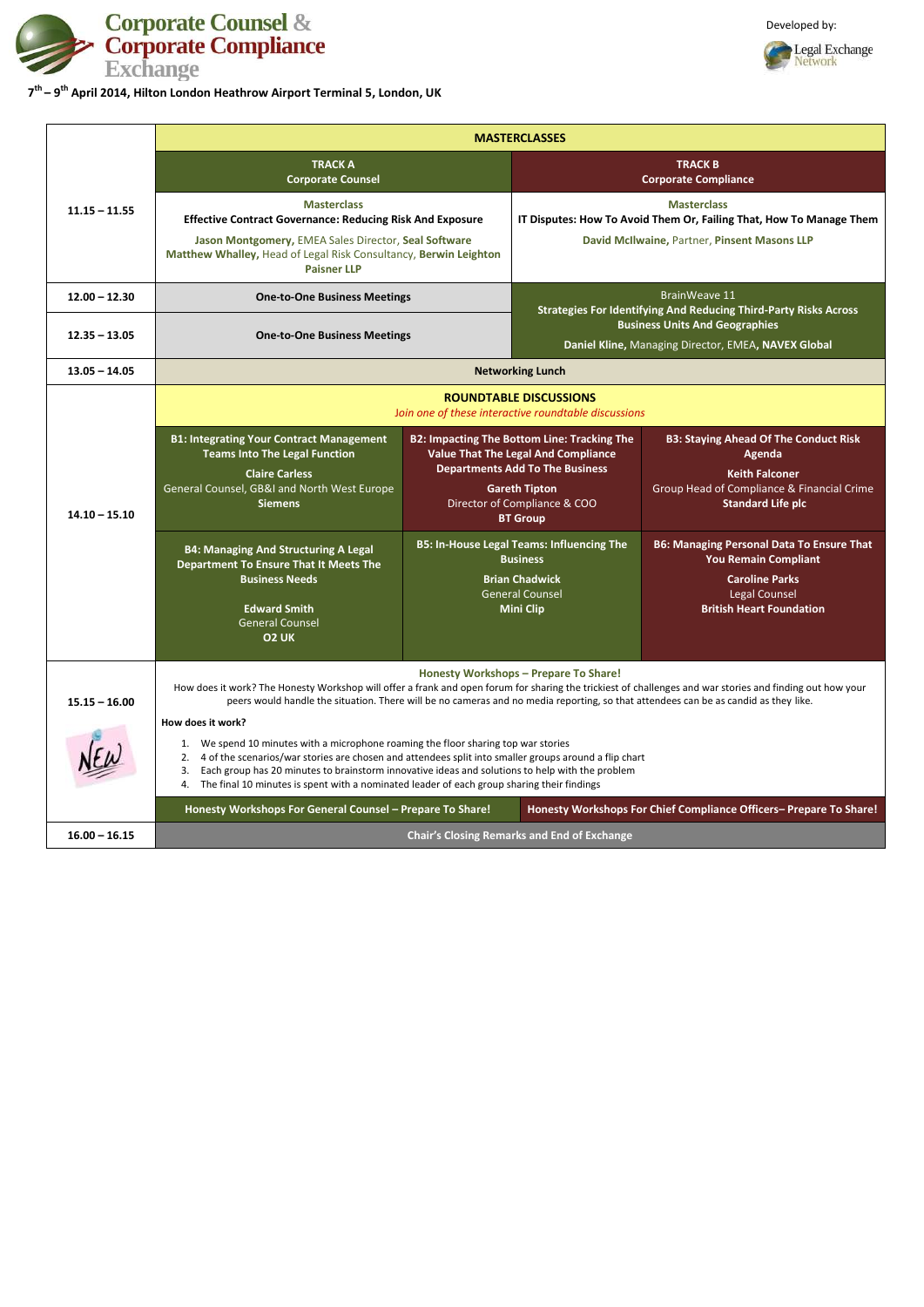# Corporate Counsel & Corporate Compliance Exchange

Developed by: Legal Exchange Network

**7th – 9th April 2014, Hilton London Heathrow Airport Terminal 5, London, UK**

| | | | |
|---|---|---|---|
| | **MASTERCLASSES** | | |
| | **TRACK A** Corporate Counsel | | **TRACK B** Corporate Compliance |
| **11.15 – 11.55** | **Masterclass** **Effective Contract Governance: Reducing Risk And Exposure** **Jason Montgomery,** EMEA Sales Director, **Seal Software** **Matthew Whalley,** Head of Legal Risk Consultancy, **Berwin Leighton Paisner LLP** | | **Masterclass** **IT Disputes: How To Avoid Them Or, Failing That, How To Manage Them** **David McIlwaine,** Partner, **Pinsent Masons LLP** |
| **12.00 – 12.30** | **One-to-One Business Meetings** | | BrainWeave 11 **Strategies For Identifying And Reducing Third-Party Risks Across Business Units And Geographies** **Daniel Kline,** Managing Director, EMEA, **NAVEX Global** |
| **12.35 – 13.05** | **One-to-One Business Meetings** | | |
| **13.05 – 14.05** | **Networking Lunch** | | |
| **14.10 – 15.10** | **ROUNDTABLE DISCUSSIONS** *Join one of these interactive roundtable discussions* | | |
| | **B1: Integrating Your Contract Management Teams Into The Legal Function** **Claire Carless** General Counsel, GB&I and North West Europe **Siemens** | **B2: Impacting The Bottom Line: Tracking The Value That The Legal And Compliance Departments Add To The Business** **Gareth Tipton** Director of Compliance & COO **BT Group** | **B3: Staying Ahead Of The Conduct Risk Agenda** **Keith Falconer** Group Head of Compliance & Financial Crime **Standard Life plc** |
| | **B4: Managing And Structuring A Legal Department To Ensure That It Meets The Business Needs** **Edward Smith** General Counsel **O2 UK** | **B5: In-House Legal Teams: Influencing The Business** **Brian Chadwick** General Counsel **Mini Clip** | **B6: Managing Personal Data To Ensure That You Remain Compliant** **Caroline Parks** Legal Counsel **British Heart Foundation** |
| **15.15 – 16.00** NEW | **Honesty Workshops – Prepare To Share!** How does it work? The Honesty Workshop will offer a frank and open forum for sharing the trickiest of challenges and war stories and finding out how your peers would handle the situation. There will be no cameras and no media reporting, so that attendees can be as candid as they like. **How does it work?** 1. We spend 10 minutes with a microphone roaming the floor sharing top war stories 2. 4 of the scenarios/war stories are chosen and attendees split into smaller groups around a flip chart 3. Each group has 20 minutes to brainstorm innovative ideas and solutions to help with the problem 4. The final 10 minutes is spent with a nominated leader of each group sharing their findings | | |
| | **Honesty Workshops For General Counsel – Prepare To Share!** | | **Honesty Workshops For Chief Compliance Officers– Prepare To Share!** |
| **16.00 – 16.15** | **Chair's Closing Remarks and End of Exchange** | | |